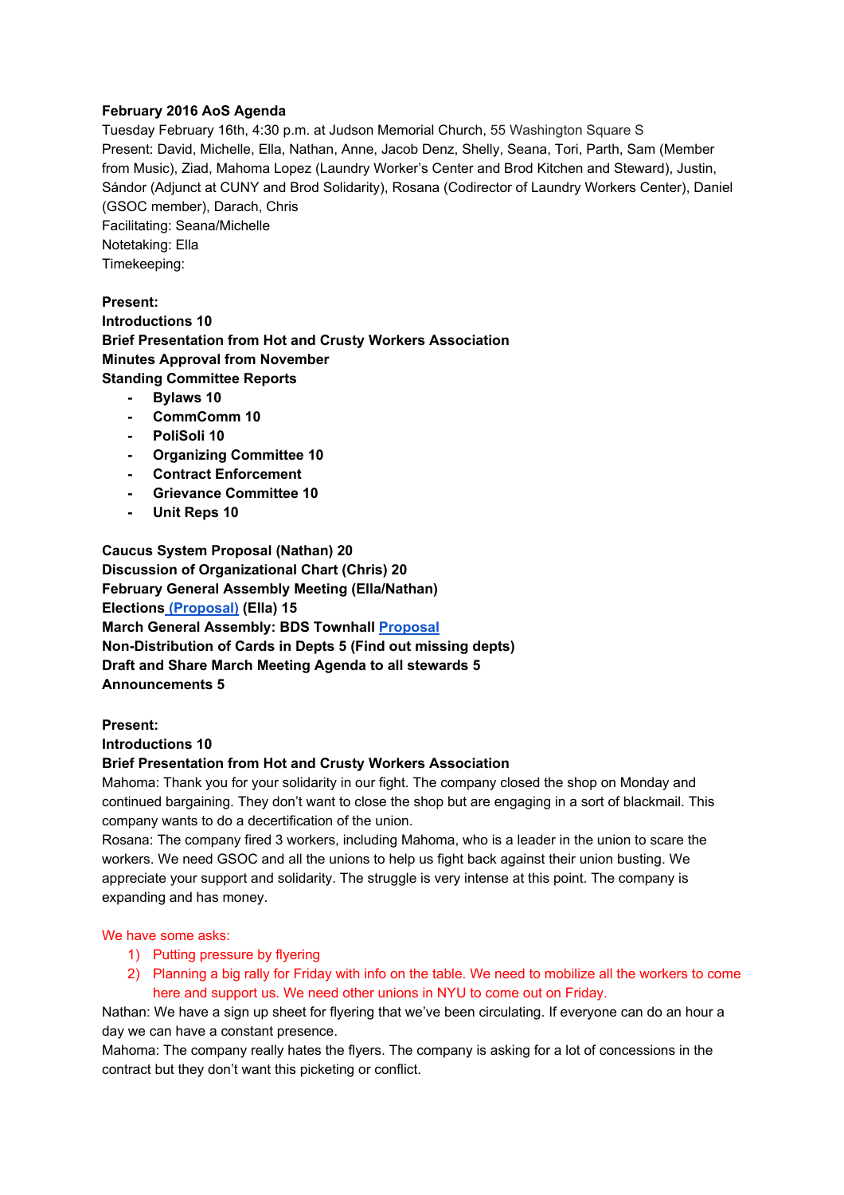**February 2016 AoS Agenda**

Tuesday February 16th, 4:30 p.m. at Judson Memorial Church, 55 Washington Square S

Present: David, Michelle, Ella, Nathan, Anne, Jacob Denz, Shelly, Seana, Tori, Parth, Sam (Member from Music), Ziad, Mahoma Lopez (Laundry Worker's Center and Brod Kitchen and Steward), Justin, Sándor (Adjunct at CUNY and Brod Solidarity), Rosana (Codirector of Laundry Workers Center), Daniel (GSOC member), Darach, Chris

Facilitating: Seana/Michelle

Notetaking: Ella

Timekeeping:

**Present:**

**Introductions 10**

**Brief Presentation from Hot and Crusty Workers Association**

**Minutes Approval from November**

**Standing Committee Reports**

- **Bylaws 10**
- **CommComm 10**
- **PoliSoli 10**
- **Organizing Committee 10**
- **Contract Enforcement**
- **Grievance Committee 10**
- **Unit Reps 10**

**Caucus System Proposal (Nathan) 20**

**Discussion of Organizational Chart (Chris) 20**

**February General Assembly Meeting (Ella/Nathan)**

**Elections (Proposal) (Ella) 15**

**March General Assembly: BDS Townhall Proposal**

**Non-Distribution of Cards in Depts 5 (Find out missing depts)**

**Draft and Share March Meeting Agenda to all stewards 5**

**Announcements 5**

**Present:**

**Introductions 10**

**Brief Presentation from Hot and Crusty Workers Association**

Mahoma: Thank you for your solidarity in our fight. The company closed the shop on Monday and continued bargaining. They don't want to close the shop but are engaging in a sort of blackmail. This company wants to do a decertification of the union.

Rosana: The company fired 3 workers, including Mahoma, who is a leader in the union to scare the workers. We need GSOC and all the unions to help us fight back against their union busting. We appreciate your support and solidarity. The struggle is very intense at this point. The company is expanding and has money.

We have some asks:

1) Putting pressure by flyering
2) Planning a big rally for Friday with info on the table. We need to mobilize all the workers to come here and support us. We need other unions in NYU to come out on Friday.

Nathan: We have a sign up sheet for flyering that we've been circulating. If everyone can do an hour a day we can have a constant presence.

Mahoma: The company really hates the flyers. The company is asking for a lot of concessions in the contract but they don't want this picketing or conflict.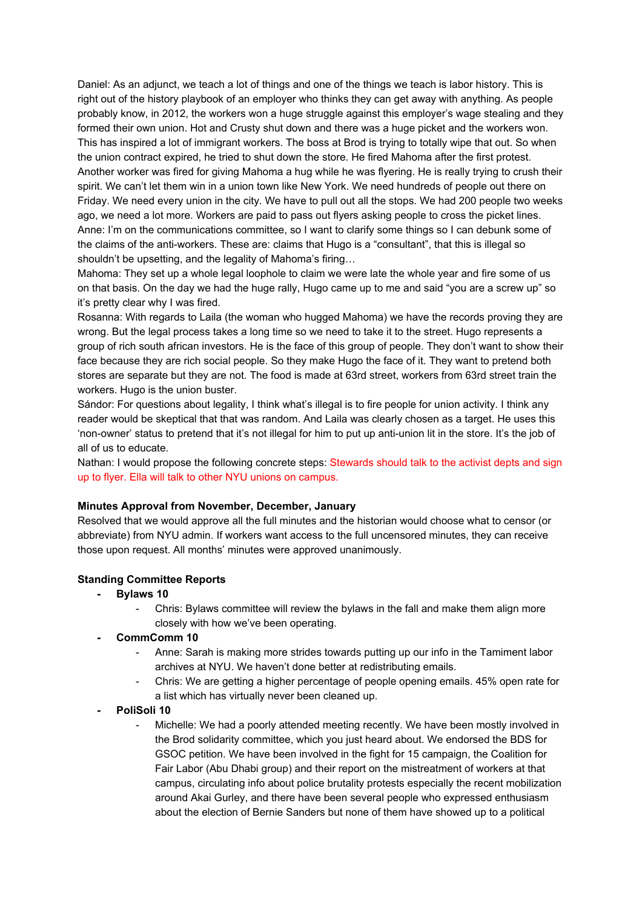Daniel: As an adjunct, we teach a lot of things and one of the things we teach is labor history. This is right out of the history playbook of an employer who thinks they can get away with anything. As people probably know, in 2012, the workers won a huge struggle against this employer's wage stealing and they formed their own union. Hot and Crusty shut down and there was a huge picket and the workers won. This has inspired a lot of immigrant workers. The boss at Brod is trying to totally wipe that out. So when the union contract expired, he tried to shut down the store. He fired Mahoma after the first protest. Another worker was fired for giving Mahoma a hug while he was flyering. He is really trying to crush their spirit. We can't let them win in a union town like New York. We need hundreds of people out there on Friday. We need every union in the city. We have to pull out all the stops. We had 200 people two weeks ago, we need a lot more. Workers are paid to pass out flyers asking people to cross the picket lines.

Anne: I'm on the communications committee, so I want to clarify some things so I can debunk some of the claims of the anti-workers. These are: claims that Hugo is a "consultant", that this is illegal so shouldn't be upsetting, and the legality of Mahoma's firing…

Mahoma: They set up a whole legal loophole to claim we were late the whole year and fire some of us on that basis. On the day we had the huge rally, Hugo came up to me and said "you are a screw up" so it's pretty clear why I was fired.

Rosanna: With regards to Laila (the woman who hugged Mahoma) we have the records proving they are wrong. But the legal process takes a long time so we need to take it to the street. Hugo represents a group of rich south african investors. He is the face of this group of people. They don't want to show their face because they are rich social people. So they make Hugo the face of it. They want to pretend both stores are separate but they are not. The food is made at 63rd street, workers from 63rd street train the workers. Hugo is the union buster.

Sándor: For questions about legality, I think what's illegal is to fire people for union activity. I think any reader would be skeptical that that was random. And Laila was clearly chosen as a target. He uses this 'non-owner' status to pretend that it's not illegal for him to put up anti-union lit in the store. It's the job of all of us to educate.

Nathan: I would propose the following concrete steps: Stewards should talk to the activist depts and sign up to flyer. Ella will talk to other NYU unions on campus.

**Minutes Approval from November, December, January**

Resolved that we would approve all the full minutes and the historian would choose what to censor (or abbreviate) from NYU admin. If workers want access to the full uncensored minutes, they can receive those upon request. All months' minutes were approved unanimously.

**Standing Committee Reports**

- **Bylaws 10**
  - Chris: Bylaws committee will review the bylaws in the fall and make them align more closely with how we've been operating.
- **CommComm 10**
  - Anne: Sarah is making more strides towards putting up our info in the Tamiment labor archives at NYU. We haven't done better at redistributing emails.
  - Chris: We are getting a higher percentage of people opening emails. 45% open rate for a list which has virtually never been cleaned up.
- **PoliSoli 10**
  - Michelle: We had a poorly attended meeting recently. We have been mostly involved in the Brod solidarity committee, which you just heard about. We endorsed the BDS for GSOC petition. We have been involved in the fight for 15 campaign, the Coalition for Fair Labor (Abu Dhabi group) and their report on the mistreatment of workers at that campus, circulating info about police brutality protests especially the recent mobilization around Akai Gurley, and there have been several people who expressed enthusiasm about the election of Bernie Sanders but none of them have showed up to a political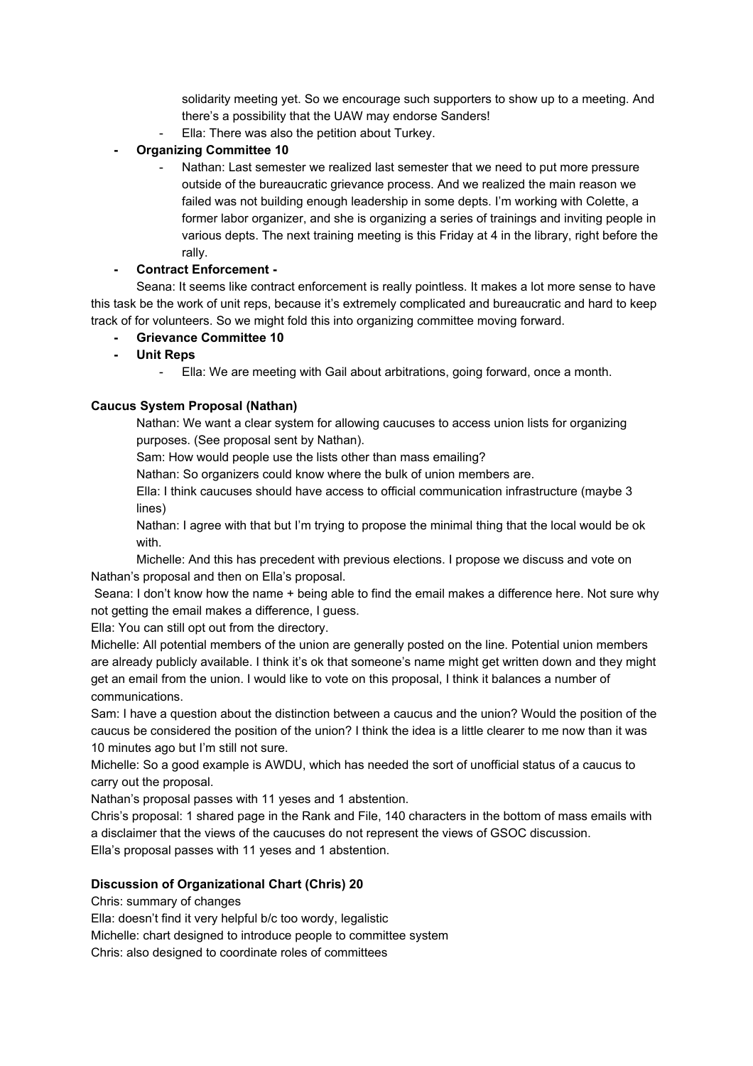solidarity meeting yet. So we encourage such supporters to show up to a meeting. And there's a possibility that the UAW may endorse Sanders!

- Ella: There was also the petition about Turkey.

- **Organizing Committee 10**
    - Nathan: Last semester we realized last semester that we need to put more pressure outside of the bureaucratic grievance process. And we realized the main reason we failed was not building enough leadership in some depts. I'm working with Colette, a former labor organizer, and she is organizing a series of trainings and inviting people in various depts. The next training meeting is this Friday at 4 in the library, right before the rally.
- **Contract Enforcement -**

Seana: It seems like contract enforcement is really pointless. It makes a lot more sense to have this task be the work of unit reps, because it's extremely complicated and bureaucratic and hard to keep track of for volunteers. So we might fold this into organizing committee moving forward.

- **Grievance Committee 10**
- **Unit Reps**
    - Ella: We are meeting with Gail about arbitrations, going forward, once a month.

**Caucus System Proposal (Nathan)**

Nathan: We want a clear system for allowing caucuses to access union lists for organizing purposes. (See proposal sent by Nathan).

Sam: How would people use the lists other than mass emailing?

Nathan: So organizers could know where the bulk of union members are.

Ella: I think caucuses should have access to official communication infrastructure (maybe 3 lines)

Nathan: I agree with that but I'm trying to propose the minimal thing that the local would be ok with.

Michelle: And this has precedent with previous elections. I propose we discuss and vote on Nathan's proposal and then on Ella's proposal.

Seana: I don't know how the name + being able to find the email makes a difference here. Not sure why not getting the email makes a difference, I guess.

Ella: You can still opt out from the directory.

Michelle: All potential members of the union are generally posted on the line. Potential union members are already publicly available. I think it's ok that someone's name might get written down and they might get an email from the union. I would like to vote on this proposal, I think it balances a number of communications.

Sam: I have a question about the distinction between a caucus and the union? Would the position of the caucus be considered the position of the union? I think the idea is a little clearer to me now than it was 10 minutes ago but I'm still not sure.

Michelle: So a good example is AWDU, which has needed the sort of unofficial status of a caucus to carry out the proposal.

Nathan's proposal passes with 11 yeses and 1 abstention.

Chris's proposal: 1 shared page in the Rank and File, 140 characters in the bottom of mass emails with a disclaimer that the views of the caucuses do not represent the views of GSOC discussion.

Ella's proposal passes with 11 yeses and 1 abstention.

**Discussion of Organizational Chart (Chris) 20**

Chris: summary of changes

Ella: doesn't find it very helpful b/c too wordy, legalistic

Michelle: chart designed to introduce people to committee system

Chris: also designed to coordinate roles of committees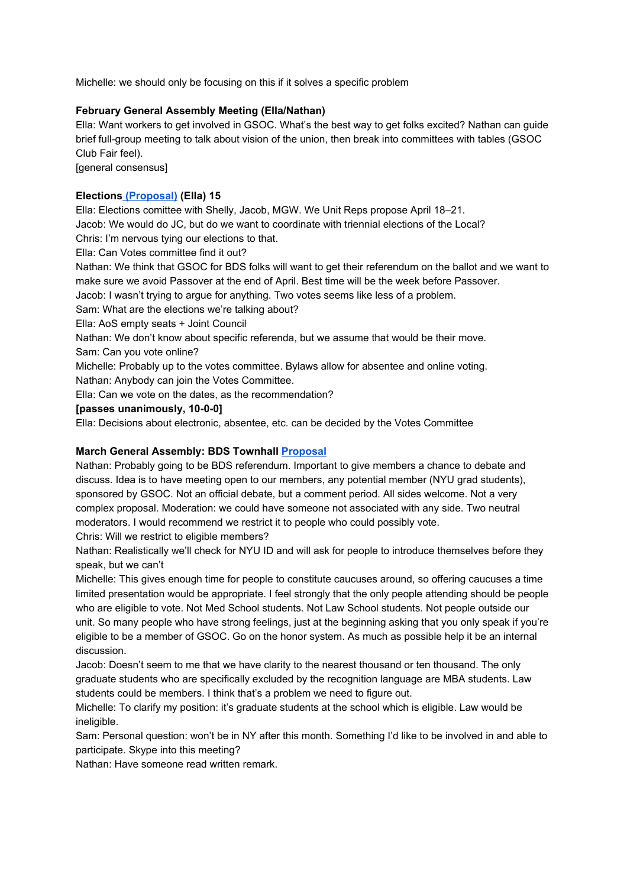Michelle: we should only be focusing on this if it solves a specific problem

**February General Assembly Meeting (Ella/Nathan)**

Ella: Want workers to get involved in GSOC. What's the best way to get folks excited? Nathan can guide brief full-group meeting to talk about vision of the union, then break into committees with tables (GSOC Club Fair feel).

[general consensus]

**Elections (Proposal) (Ella) 15**

Ella: Elections comittee with Shelly, Jacob, MGW. We Unit Reps propose April 18–21.

Jacob: We would do JC, but do we want to coordinate with triennial elections of the Local?

Chris: I'm nervous tying our elections to that.

Ella: Can Votes committee find it out?

Nathan: We think that GSOC for BDS folks will want to get their referendum on the ballot and we want to make sure we avoid Passover at the end of April. Best time will be the week before Passover.

Jacob: I wasn't trying to argue for anything. Two votes seems like less of a problem.

Sam: What are the elections we're talking about?

Ella: AoS empty seats + Joint Council

Nathan: We don't know about specific referenda, but we assume that would be their move.

Sam: Can you vote online?

Michelle: Probably up to the votes committee. Bylaws allow for absentee and online voting.

Nathan: Anybody can join the Votes Committee.

Ella: Can we vote on the dates, as the recommendation?

**[passes unanimously, 10-0-0]**

Ella: Decisions about electronic, absentee, etc. can be decided by the Votes Committee

**March General Assembly: BDS Townhall Proposal**

Nathan: Probably going to be BDS referendum. Important to give members a chance to debate and discuss. Idea is to have meeting open to our members, any potential member (NYU grad students), sponsored by GSOC. Not an official debate, but a comment period. All sides welcome. Not a very complex proposal. Moderation: we could have someone not associated with any side. Two neutral moderators. I would recommend we restrict it to people who could possibly vote.

Chris: Will we restrict to eligible members?

Nathan: Realistically we'll check for NYU ID and will ask for people to introduce themselves before they speak, but we can't

Michelle: This gives enough time for people to constitute caucuses around, so offering caucuses a time limited presentation would be appropriate. I feel strongly that the only people attending should be people who are eligible to vote. Not Med School students. Not Law School students. Not people outside our unit. So many people who have strong feelings, just at the beginning asking that you only speak if you're eligible to be a member of GSOC. Go on the honor system. As much as possible help it be an internal discussion.

Jacob: Doesn't seem to me that we have clarity to the nearest thousand or ten thousand. The only graduate students who are specifically excluded by the recognition language are MBA students. Law students could be members. I think that's a problem we need to figure out.

Michelle: To clarify my position: it's graduate students at the school which is eligible. Law would be ineligible.

Sam: Personal question: won't be in NY after this month. Something I'd like to be involved in and able to participate. Skype into this meeting?

Nathan: Have someone read written remark.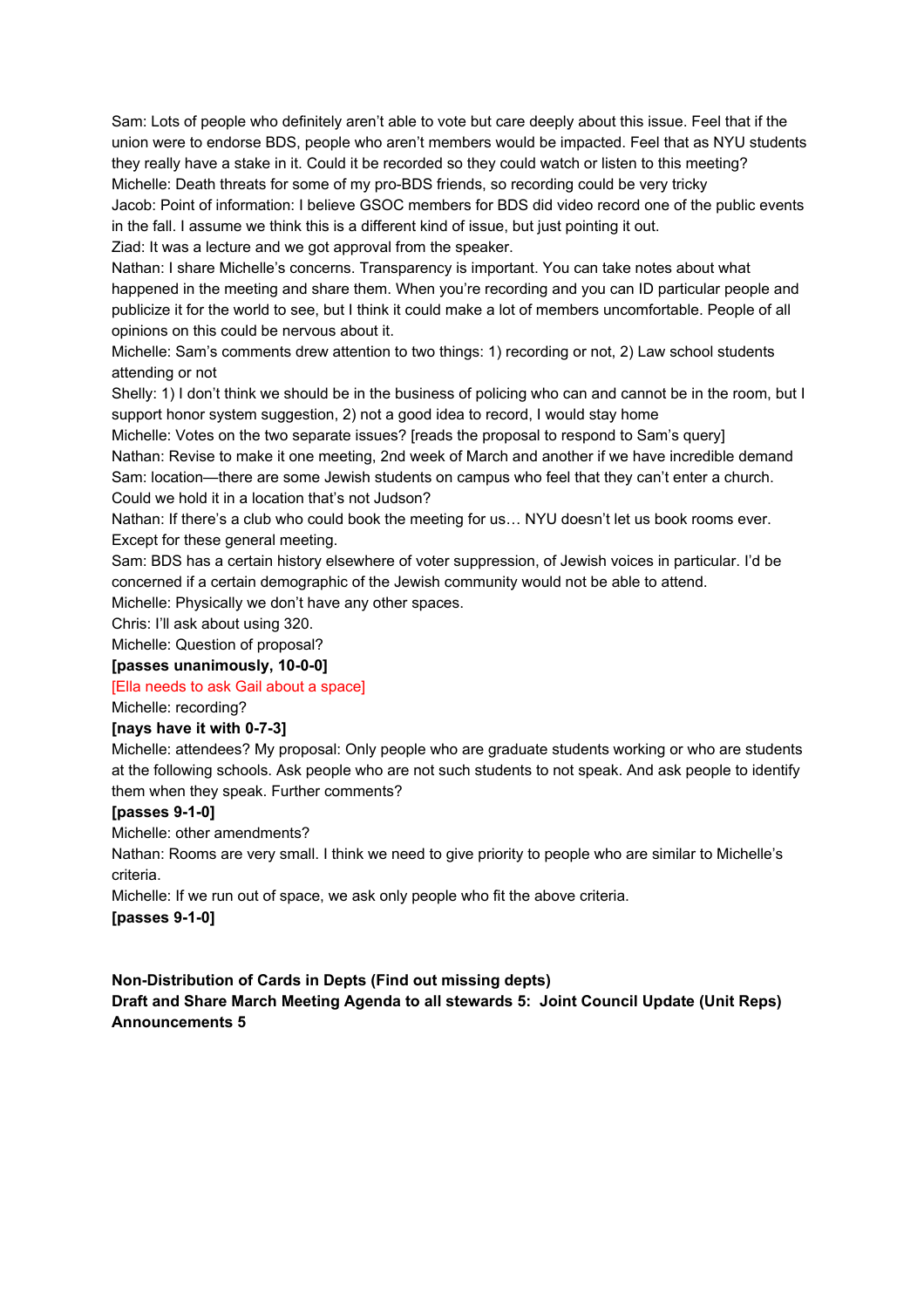Sam: Lots of people who definitely aren't able to vote but care deeply about this issue. Feel that if the union were to endorse BDS, people who aren't members would be impacted. Feel that as NYU students they really have a stake in it. Could it be recorded so they could watch or listen to this meeting?
Michelle: Death threats for some of my pro-BDS friends, so recording could be very tricky
Jacob: Point of information: I believe GSOC members for BDS did video record one of the public events in the fall. I assume we think this is a different kind of issue, but just pointing it out.
Ziad: It was a lecture and we got approval from the speaker.
Nathan: I share Michelle's concerns. Transparency is important. You can take notes about what happened in the meeting and share them. When you're recording and you can ID particular people and publicize it for the world to see, but I think it could make a lot of members uncomfortable. People of all opinions on this could be nervous about it.
Michelle: Sam's comments drew attention to two things: 1) recording or not, 2) Law school students attending or not
Shelly: 1) I don't think we should be in the business of policing who can and cannot be in the room, but I support honor system suggestion, 2) not a good idea to record, I would stay home
Michelle: Votes on the two separate issues? [reads the proposal to respond to Sam's query]
Nathan: Revise to make it one meeting, 2nd week of March and another if we have incredible demand
Sam: location—there are some Jewish students on campus who feel that they can't enter a church. Could we hold it in a location that's not Judson?
Nathan: If there's a club who could book the meeting for us… NYU doesn't let us book rooms ever. Except for these general meeting.
Sam: BDS has a certain history elsewhere of voter suppression, of Jewish voices in particular. I'd be concerned if a certain demographic of the Jewish community would not be able to attend.
Michelle: Physically we don't have any other spaces.
Chris: I'll ask about using 320.
Michelle: Question of proposal?
**[passes unanimously, 10-0-0]**
[Ella needs to ask Gail about a space]
Michelle: recording?
**[nays have it with 0-7-3]**
Michelle: attendees? My proposal: Only people who are graduate students working or who are students at the following schools. Ask people who are not such students to not speak. And ask people to identify them when they speak. Further comments?
**[passes 9-1-0]**
Michelle: other amendments?
Nathan: Rooms are very small. I think we need to give priority to people who are similar to Michelle's criteria.
Michelle: If we run out of space, we ask only people who fit the above criteria.
**[passes 9-1-0]**

**Non-Distribution of Cards in Depts (Find out missing depts)**
**Draft and Share March Meeting Agenda to all stewards 5: Joint Council Update (Unit Reps)**
**Announcements 5**